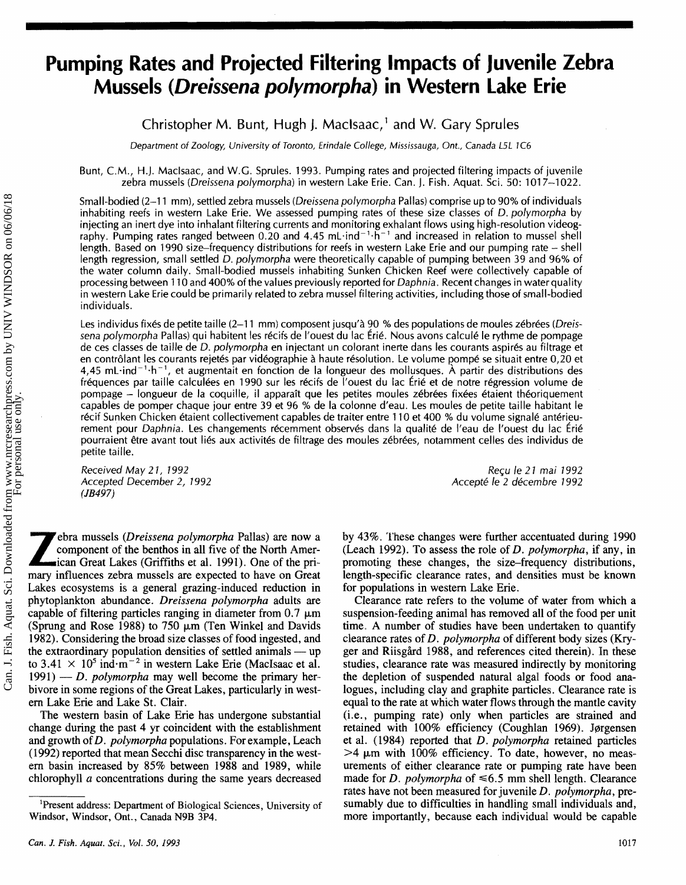# Pumping Rates and Projected Filtering Impacts of Juvenile Zebra Mussels (*Dreissena polymorpha*) in Western Lake Erie

Christopher M. Bunt, Hugh J. MacIsaac,[1] and W. Gary Sprules

*Department of Zoology, University of Toronto, Erindale College, Mississauga, Ont., Canada L5L 1C6*

Bunt, C.M., H.J. MacIsaac, and W.G. Sprules. 1993. Pumping rates and projected filtering impacts of juvenile zebra mussels (*Dreissena polymorpha*) in western Lake Erie. Can. J. Fish. Aquat. Sci. 50: 1017–1022.

Small-bodied (2–11 mm), settled zebra mussels (*Dreissena polymorpha* Pallas) comprise up to 90% of individuals inhabiting reefs in western Lake Erie. We assessed pumping rates of these size classes of *D. polymorpha* by injecting an inert dye into inhalant filtering currents and monitoring exhalant flows using high-resolution videography. Pumping rates ranged between 0.20 and 4.45 $mL \cdot ind^{-1} \cdot h^{-1}$ and increased in relation to mussel shell length. Based on 1990 size–frequency distributions for reefs in western Lake Erie and our pumping rate – shell length regression, small settled *D. polymorpha* were theoretically capable of pumping between 39 and 96% of the water column daily. Small-bodied mussels inhabiting Sunken Chicken Reef were collectively capable of processing between 110 and 400% of the values previously reported for *Daphnia*. Recent changes in water quality in western Lake Erie could be primarily related to zebra mussel filtering activities, including those of small-bodied individuals.

Les individus fixés de petite taille (2–11 mm) composent jusqu'à 90 % des populations de moules zébrées (*Dreissena polymorpha* Pallas) qui habitent les récifs de l'ouest du lac Érié. Nous avons calculé le rythme de pompage de ces classes de taille de *D. polymorpha* en injectant un colorant inerte dans les courants aspirés au filtrage et en contrôlant les courants rejetés par vidéographie à haute résolution. Le volume pompé se situait entre 0,20 et 4,45 $mL \cdot ind^{-1} \cdot h^{-1}$, et augmentait en fonction de la longueur des mollusques. À partir des distributions des fréquences par taille calculées en 1990 sur les récifs de l'ouest du lac Érié et de notre régression volume de pompage – longueur de la coquille, il apparaît que les petites moules zébrées fixées étaient théoriquement capables de pomper chaque jour entre 39 et 96 % de la colonne d'eau. Les moules de petite taille habitant le récif Sunken Chicken étaient collectivement capables de traiter entre 110 et 400 % du volume signalé antérieurement pour *Daphnia*. Les changements récemment observés dans la qualité de l'eau de l'ouest du lac Érié pourraient être avant tout liés aux activités de filtrage des moules zébrées, notamment celles des individus de petite taille.

Received May 21, 1992
Accepted December 2, 1992
(JB497)

Reçu le 21 mai 1992
Accepté le 2 décembre 1992

Zebra mussels (*Dreissena polymorpha* Pallas) are now a component of the benthos in all five of the North American Great Lakes (Griffiths et al. 1991). One of the primary influences zebra mussels are expected to have on Great Lakes ecosystems is a general grazing-induced reduction in phytoplankton abundance. *Dreissena polymorpha* adults are capable of filtering particles ranging in diameter from 0.7 μm (Sprung and Rose 1988) to 750 μm (Ten Winkel and Davids 1982). Considering the broad size classes of food ingested, and the extraordinary population densities of settled animals — up to $3.41 \times 10^5$ $ind \cdot m^{-2}$ in western Lake Erie (MacIsaac et al. 1991) — *D. polymorpha* may well become the primary herbivore in some regions of the Great Lakes, particularly in western Lake Erie and Lake St. Clair.

The western basin of Lake Erie has undergone substantial change during the past 4 yr coincident with the establishment and growth of *D. polymorpha* populations. For example, Leach (1992) reported that mean Secchi disc transparency in the western basin increased by 85% between 1988 and 1989, while chlorophyll *a* concentrations during the same years decreased by 43%. These changes were further accentuated during 1990 (Leach 1992). To assess the role of *D. polymorpha*, if any, in promoting these changes, the size–frequency distributions, length-specific clearance rates, and densities must be known for populations in western Lake Erie.

Clearance rate refers to the volume of water from which a suspension-feeding animal has removed all of the food per unit time. A number of studies have been undertaken to quantify clearance rates of *D. polymorpha* of different body sizes (Kryger and Riisgård 1988, and references cited therein). In these studies, clearance rate was measured indirectly by monitoring the depletion of suspended natural algal foods or food analogues, including clay and graphite particles. Clearance rate is equal to the rate at which water flows through the mantle cavity (i.e., pumping rate) only when particles are strained and retained with 100% efficiency (Coughlan 1969). Jørgensen et al. (1984) reported that *D. polymorpha* retained particles >4 μm with 100% efficiency. To date, however, no measurements of either clearance rate or pumping rate have been made for *D. polymorpha* of ≤6.5 mm shell length. Clearance rates have not been measured for juvenile *D. polymorpha*, presumably due to difficulties in handling small individuals and, more importantly, because each individual would be capable

[1]Present address: Department of Biological Sciences, University of Windsor, Windsor, Ont., Canada N9B 3P4.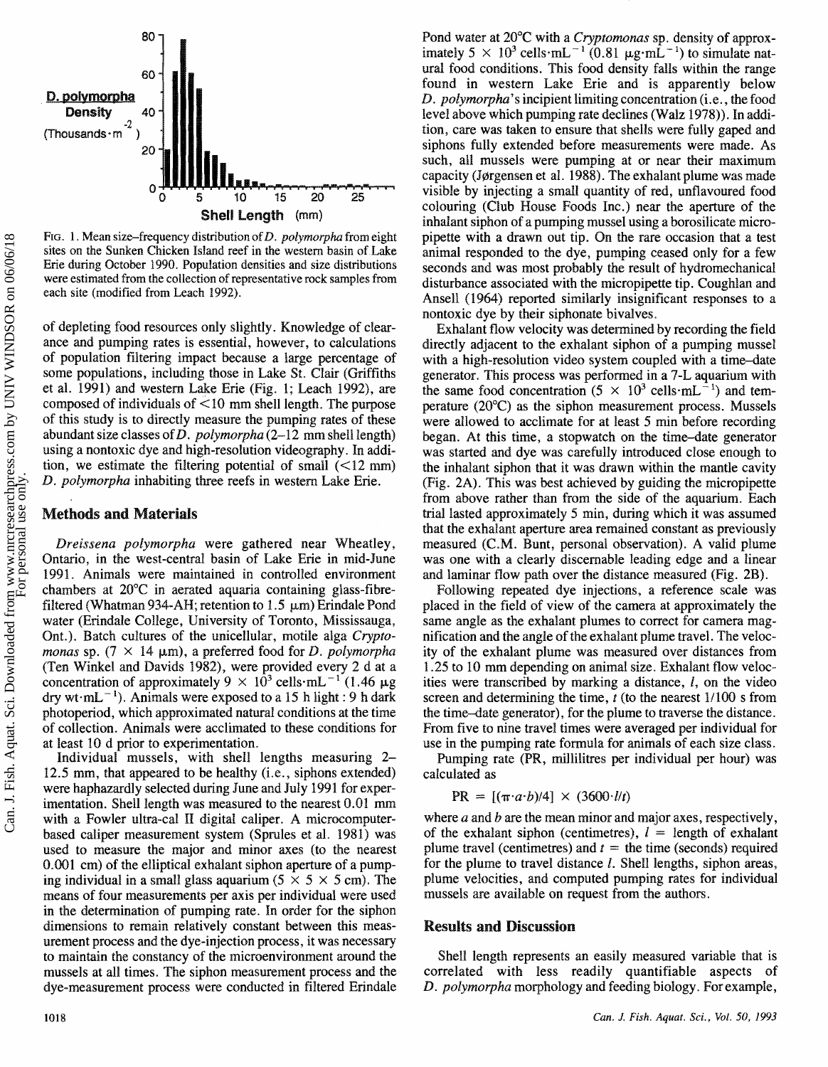FIG. 1. Mean size–frequency distribution of *D. polymorpha* from eight sites on the Sunken Chicken Island reef in the western basin of Lake Erie during October 1990. Population densities and size distributions were estimated from the collection of representative rock samples from each site (modified from Leach 1992).

of depleting food resources only slightly. Knowledge of clearance and pumping rates is essential, however, to calculations of population filtering impact because a large percentage of some populations, including those in Lake St. Clair (Griffiths et al. 1991) and western Lake Erie (Fig. 1; Leach 1992), are composed of individuals of <10 mm shell length. The purpose of this study is to directly measure the pumping rates of these abundant size classes of *D. polymorpha* (2–12 mm shell length) using a nontoxic dye and high-resolution videography. In addition, we estimate the filtering potential of small (<12 mm) *D. polymorpha* inhabiting three reefs in western Lake Erie.

## Methods and Materials

*Dreissena polymorpha* were gathered near Wheatley, Ontario, in the west-central basin of Lake Erie in mid-June 1991. Animals were maintained in controlled environment chambers at 20°C in aerated aquaria containing glass-fibre-filtered (Whatman 934-AH; retention to 1.5 μm) Erindale Pond water (Erindale College, University of Toronto, Mississauga, Ont.). Batch cultures of the unicellular, motile alga *Cryptomonas* sp. (7 × 14 μm), a preferred food for *D. polymorpha* (Ten Winkel and Davids 1982), were provided every 2 d at a concentration of approximately $9 \times 10^3$ cells·mL$^{-1}$ (1.46 μg dry wt·mL$^{-1}$). Animals were exposed to a 15 h light : 9 h dark photoperiod, which approximated natural conditions at the time of collection. Animals were acclimated to these conditions for at least 10 d prior to experimentation.

Individual mussels, with shell lengths measuring 2–12.5 mm, that appeared to be healthy (i.e., siphons extended) were haphazardly selected during June and July 1991 for experimentation. Shell length was measured to the nearest 0.01 mm with a Fowler ultra-cal II digital caliper. A microcomputer-based caliper measurement system (Sprules et al. 1981) was used to measure the major and minor axes (to the nearest 0.001 cm) of the elliptical exhalant siphon aperture of a pumping individual in a small glass aquarium (5 × 5 × 5 cm). The means of four measurements per axis per individual were used in the determination of pumping rate. In order for the siphon dimensions to remain relatively constant between this measurement process and the dye-injection process, it was necessary to maintain the constancy of the microenvironment around the mussels at all times. The siphon measurement process and the dye-measurement process were conducted in filtered Erindale Pond water at 20°C with a *Cryptomonas* sp. density of approximately $5 \times 10^3$ cells·mL$^{-1}$ (0.81 μg·mL$^{-1}$) to simulate natural food conditions. This food density falls within the range found in western Lake Erie and is apparently below *D. polymorpha*'s incipient limiting concentration (i.e., the food level above which pumping rate declines (Walz 1978)). In addition, care was taken to ensure that shells were fully gaped and siphons fully extended before measurements were made. As such, all mussels were pumping at or near their maximum capacity (Jørgensen et al. 1988). The exhalant plume was made visible by injecting a small quantity of red, unflavoured food colouring (Club House Foods Inc.) near the aperture of the inhalant siphon of a pumping mussel using a borosilicate micropipette with a drawn out tip. On the rare occasion that a test animal responded to the dye, pumping ceased only for a few seconds and was most probably the result of hydromechanical disturbance associated with the micropipette tip. Coughlan and Ansell (1964) reported similarly insignificant responses to a nontoxic dye by their siphonate bivalves.

Exhalant flow velocity was determined by recording the field directly adjacent to the exhalant siphon of a pumping mussel with a high-resolution video system coupled with a time–date generator. This process was performed in a 7-L aquarium with the same food concentration ($5 \times 10^3$ cells·mL$^{-1}$) and temperature (20°C) as the siphon measurement process. Mussels were allowed to acclimate for at least 5 min before recording began. At this time, a stopwatch on the time–date generator was started and dye was carefully introduced close enough to the inhalant siphon that it was drawn within the mantle cavity (Fig. 2A). This was best achieved by guiding the micropipette from above rather than from the side of the aquarium. Each trial lasted approximately 5 min, during which it was assumed that the exhalant aperture area remained constant as previously measured (C.M. Bunt, personal observation). A valid plume was one with a clearly discernable leading edge and a linear and laminar flow path over the distance measured (Fig. 2B).

Following repeated dye injections, a reference scale was placed in the field of view of the camera at approximately the same angle as the exhalant plumes to correct for camera magnification and the angle of the exhalant plume travel. The velocity of the exhalant plume was measured over distances from 1.25 to 10 mm depending on animal size. Exhalant flow velocities were transcribed by marking a distance, $l$, on the video screen and determining the time, $t$ (to the nearest 1/100 s from the time–date generator), for the plume to traverse the distance. From five to nine travel times were averaged per individual for use in the pumping rate formula for animals of each size class.

Pumping rate (PR, millilitres per individual per hour) was calculated as

$$\mathrm{PR} = [(\pi \cdot a \cdot b)/4] \times (3600 \cdot l/t)$$

where $a$ and $b$ are the mean minor and major axes, respectively, of the exhalant siphon (centimetres), $l$ = length of exhalant plume travel (centimetres) and $t$ = the time (seconds) required for the plume to travel distance $l$. Shell lengths, siphon areas, plume velocities, and computed pumping rates for individual mussels are available on request from the authors.

## Results and Discussion

Shell length represents an easily measured variable that is correlated with less readily quantifiable aspects of *D. polymorpha* morphology and feeding biology. For example,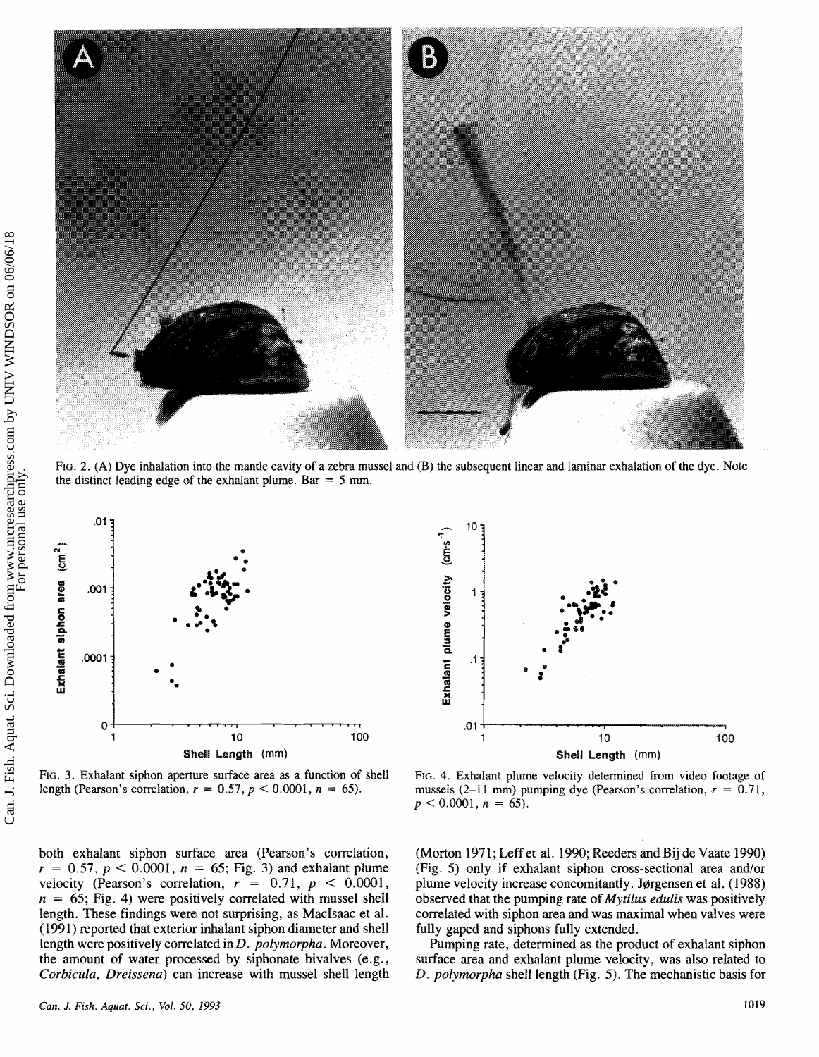FIG. 2. (A) Dye inhalation into the mantle cavity of a zebra mussel and (B) the subsequent linear and laminar exhalation of the dye. Note the distinct leading edge of the exhalant plume. Bar = 5 mm.

FIG. 3. Exhalant siphon aperture surface area as a function of shell length (Pearson's correlation, $r = 0.57$, $p < 0.0001$, $n = 65$).

FIG. 4. Exhalant plume velocity determined from video footage of mussels (2–11 mm) pumping dye (Pearson's correlation, $r = 0.71$, $p < 0.0001$, $n = 65$).

both exhalant siphon surface area (Pearson's correlation, $r = 0.57$, $p < 0.0001$, $n = 65$; Fig. 3) and exhalant plume velocity (Pearson's correlation, $r = 0.71$, $p < 0.0001$, $n = 65$; Fig. 4) were positively correlated with mussel shell length. These findings were not surprising, as MacIsaac et al. (1991) reported that exterior inhalant siphon diameter and shell length were positively correlated in *D. polymorpha*. Moreover, the amount of water processed by siphonate bivalves (e.g., *Corbicula*, *Dreissena*) can increase with mussel shell length (Morton 1971; Leff et al. 1990; Reeders and Bij de Vaate 1990) (Fig. 5) only if exhalant siphon cross-sectional area and/or plume velocity increase concomitantly. Jørgensen et al. (1988) observed that the pumping rate of *Mytilus edulis* was positively correlated with siphon area and was maximal when valves were fully gaped and siphons fully extended.

Pumping rate, determined as the product of exhalant siphon surface area and exhalant plume velocity, was also related to *D. polymorpha* shell length (Fig. 5). The mechanistic basis for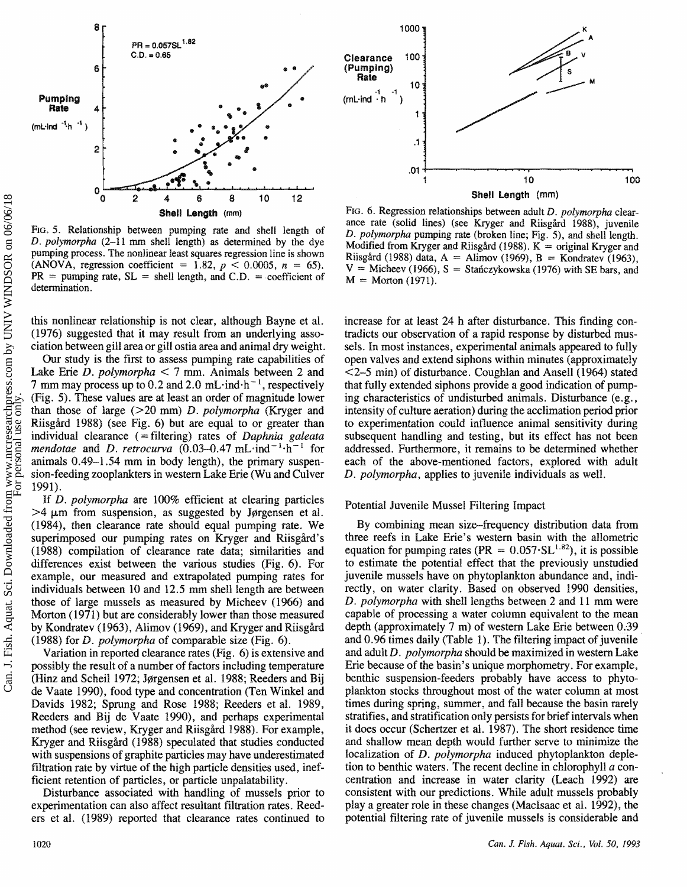FIG. 5. Relationship between pumping rate and shell length of *D. polymorpha* (2–11 mm shell length) as determined by the dye pumping process. The nonlinear least squares regression line is shown (ANOVA, regression coefficient = 1.82, $p < 0.0005$, $n = 65$). PR = pumping rate, SL = shell length, and C.D. = coefficient of determination.

FIG. 6. Regression relationships between adult *D. polymorpha* clearance rate (solid lines) (see Kryger and Riisgård 1988), juvenile *D. polymorpha* pumping rate (broken line; Fig. 5), and shell length. Modified from Kryger and Riisgård (1988). K = original Kryger and Riisgård (1988) data, A = Alimov (1969), B = Kondratev (1963), V = Micheev (1966), S = Stańczykowska (1976) with SE bars, and M = Morton (1971).

this nonlinear relationship is not clear, although Bayne et al. (1976) suggested that it may result from an underlying association between gill area or gill ostia area and animal dry weight.

Our study is the first to assess pumping rate capabilities of Lake Erie *D. polymorpha* < 7 mm. Animals between 2 and 7 mm may process up to 0.2 and 2.0 $mL \cdot ind^{-1} \cdot h^{-1}$, respectively (Fig. 5). These values are at least an order of magnitude lower than those of large (>20 mm) *D. polymorpha* (Kryger and Riisgård 1988) (see Fig. 6) but are equal to or greater than individual clearance (= filtering) rates of *Daphnia galeata mendotae* and *D. retrocurva* (0.03–0.47 $mL \cdot ind^{-1} \cdot h^{-1}$ for animals 0.49–1.54 mm in body length), the primary suspension-feeding zooplankters in western Lake Erie (Wu and Culver 1991).

If *D. polymorpha* are 100% efficient at clearing particles >4 μm from suspension, as suggested by Jørgensen et al. (1984), then clearance rate should equal pumping rate. We superimposed our pumping rates on Kryger and Riisgård's (1988) compilation of clearance rate data; similarities and differences exist between the various studies (Fig. 6). For example, our measured and extrapolated pumping rates for individuals between 10 and 12.5 mm shell length are between those of large mussels as measured by Micheev (1966) and Morton (1971) but are considerably lower than those measured by Kondratev (1963), Alimov (1969), and Kryger and Riisgård (1988) for *D. polymorpha* of comparable size (Fig. 6).

Variation in reported clearance rates (Fig. 6) is extensive and possibly the result of a number of factors including temperature (Hinz and Scheil 1972; Jørgensen et al. 1988; Reeders and Bij de Vaate 1990), food type and concentration (Ten Winkel and Davids 1982; Sprung and Rose 1988; Reeders et al. 1989, Reeders and Bij de Vaate 1990), and perhaps experimental method (see review, Kryger and Riisgård 1988). For example, Kryger and Riisgård (1988) speculated that studies conducted with suspensions of graphite particles may have underestimated filtration rate by virtue of the high particle densities used, inefficient retention of particles, or particle unpalatability.

Disturbance associated with handling of mussels prior to experimentation can also affect resultant filtration rates. Reeders et al. (1989) reported that clearance rates continued to increase for at least 24 h after disturbance. This finding contradicts our observation of a rapid response by disturbed mussels. In most instances, experimental animals appeared to fully open valves and extend siphons within minutes (approximately <2–5 min) of disturbance. Coughlan and Ansell (1964) stated that fully extended siphons provide a good indication of pumping characteristics of undisturbed animals. Disturbance (e.g., intensity of culture aeration) during the acclimation period prior to experimentation could influence animal sensitivity during subsequent handling and testing, but its effect has not been addressed. Furthermore, it remains to be determined whether each of the above-mentioned factors, explored with adult *D. polymorpha*, applies to juvenile individuals as well.

## Potential Juvenile Mussel Filtering Impact

By combining mean size–frequency distribution data from three reefs in Lake Erie's western basin with the allometric equation for pumping rates ($PR = 0.057 \cdot SL^{1.82}$), it is possible to estimate the potential effect that the previously unstudied juvenile mussels have on phytoplankton abundance and, indirectly, on water clarity. Based on observed 1990 densities, *D. polymorpha* with shell lengths between 2 and 11 mm were capable of processing a water column equivalent to the mean depth (approximately 7 m) of western Lake Erie between 0.39 and 0.96 times daily (Table 1). The filtering impact of juvenile and adult *D. polymorpha* should be maximized in western Lake Erie because of the basin's unique morphometry. For example, benthic suspension-feeders probably have access to phytoplankton stocks throughout most of the water column at most times during spring, summer, and fall because the basin rarely stratifies, and stratification only persists for brief intervals when it does occur (Schertzer et al. 1987). The short residence time and shallow mean depth would further serve to minimize the localization of *D. polymorpha* induced phytoplankton depletion to benthic waters. The recent decline in chlorophyll *a* concentration and increase in water clarity (Leach 1992) are consistent with our predictions. While adult mussels probably play a greater role in these changes (MacIsaac et al. 1992), the potential filtering rate of juvenile mussels is considerable and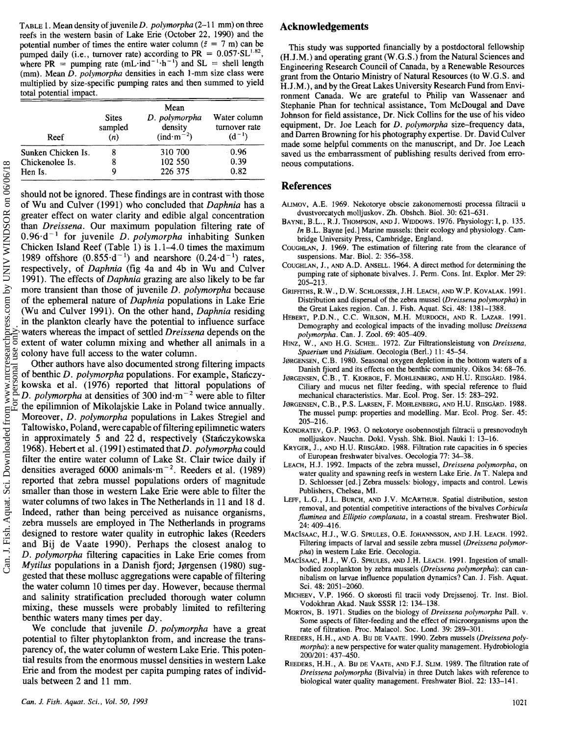TABLE 1. Mean density of juvenile *D. polymorpha* (2–11 mm) on three reefs in the western basin of Lake Erie (October 22, 1990) and the potential number of times the entire water column ($\bar{z}$ = 7 m) can be pumped daily (i.e., turnover rate) according to PR = $0.057 \cdot SL^{1.82}$, where PR = pumping rate ($mL \cdot ind^{-1} \cdot h^{-1}$) and SL = shell length (mm). Mean *D. polymorpha* densities in each 1-mm size class were multiplied by size-specific pumping rates and then summed to yield total potential impact.

| Reef | Sites sampled ($n$) | Mean *D. polymorpha* density ($ind \cdot m^{-2}$) | Water column turnover rate ($d^{-1}$) |
|---|---|---|---|
| Sunken Chicken Is. | 8 | 310 700 | 0.96 |
| Chickenolee Is. | 8 | 102 550 | 0.39 |
| Hen Is. | 9 | 226 375 | 0.82 |

should not be ignored. These findings are in contrast with those of Wu and Culver (1991) who concluded that *Daphnia* has a greater effect on water clarity and edible algal concentration than *Dreissena*. Our maximum population filtering rate of $0.96 \cdot d^{-1}$ for juvenile *D. polymorpha* inhabiting Sunken Chicken Island Reef (Table 1) is 1.1–4.0 times the maximum 1989 offshore ($0.855 \cdot d^{-1}$) and nearshore ($0.24 \cdot d^{-1}$) rates, respectively, of *Daphnia* (fig 4a and 4b in Wu and Culver 1991). The effects of *Daphnia* grazing are also likely to be far more transient than those of juvenile *D. polymorpha* because of the ephemeral nature of *Daphnia* populations in Lake Erie (Wu and Culver 1991). On the other hand, *Daphnia* residing in the plankton clearly have the potential to influence surface waters whereas the impact of settled *Dreissena* depends on the extent of water column mixing and whether all animals in a colony have full access to the water column.

Other authors have also documented strong filtering impacts of benthic *D. polymorpha* populations. For example, Stańczykowska et al. (1976) reported that littoral populations of *D. polymorpha* at densities of 300 $ind \cdot m^{-2}$ were able to filter the epilimnion of Mikolajskie Lake in Poland twice annually. Moreover, *D. polymorpha* populations in Lakes Stregiel and Taltowisko, Poland, were capable of filtering epilimnetic waters in approximately 5 and 22 d, respectively (Stańczykowska 1968). Hebert et al. (1991) estimated that *D. polymorpha* could filter the entire water column of Lake St. Clair twice daily if densities averaged 6000 $animals \cdot m^{-2}$. Reeders et al. (1989) reported that zebra mussel populations orders of magnitude smaller than those in western Lake Erie were able to filter the water columns of two lakes in The Netherlands in 11 and 18 d. Indeed, rather than being perceived as nuisance organisms, zebra mussels are employed in The Netherlands in programs designed to restore water quality in eutrophic lakes (Reeders and Bij de Vaate 1990). Perhaps the closest analog to *D. polymorpha* filtering capacities in Lake Erie comes from *Mytilus* populations in a Danish fjord; Jørgensen (1980) suggested that these mollusc aggregations were capable of filtering the water column 10 times per day. However, because thermal and salinity stratification precluded thorough water column mixing, these mussels were probably limited to refiltering benthic waters many times per day.

We conclude that juvenile *D. polymorpha* have a great potential to filter phytoplankton from, and increase the transparency of, the water column of western Lake Erie. This potential results from the enormous mussel densities in western Lake Erie and from the modest per capita pumping rates of individuals between 2 and 11 mm.

## Acknowledgements

This study was supported financially by a postdoctoral fellowship (H.J.M.) and operating grant (W.G.S.) from the Natural Sciences and Engineering Research Council of Canada, by a Renewable Resources grant from the Ontario Ministry of Natural Resources (to W.G.S. and H.J.M.), and by the Great Lakes University Research Fund from Environment Canada. We are grateful to Philip van Wassenaer and Stephanie Phan for technical assistance, Tom McDougal and Dave Johnson for field assistance, Dr. Nick Collins for the use of his video equipment, Dr. Joe Leach for *D. polymorpha* size–frequency data, and Darren Browning for his photography expertise. Dr. David Culver made some helpful comments on the manuscript, and Dr. Joe Leach saved us the embarrassment of publishing results derived from erroneous computations.

## References

ALIMOV, A.E. 1969. Nekotorye obscie zakonomernosti processa filtracii u dvustvorcatych molljuskov. Zh. Obshch. Biol. 30: 621–631.

BAYNE, B.L., R.J. THOMPSON, AND J. WIDDOWS. 1976. Physiology: I, p. 135. *In* B.L. Bayne [ed.] Marine mussels: their ecology and physiology. Cambridge University Press, Cambridge, England.

COUGHLAN, J. 1969. The estimation of filtering rate from the clearance of suspensions. Mar. Biol. 2: 356–358.

COUGHLAN, J., AND A.D. ANSELL. 1964. A direct method for determining the pumping rate of siphonate bivalves. J. Perm. Cons. Int. Explor. Mer 29: 205–213.

GRIFFITHS, R.W., D.W. SCHLOESSER, J.H. LEACH, AND W.P. KOVALAK. 1991. Distribution and dispersal of the zebra mussel (*Dreissena polymorpha*) in the Great Lakes region. Can. J. Fish. Aquat. Sci. 48: 1381–1388.

HEBERT, P.D.N., C.C. WILSON, M.H. MURDOCH, AND R. LAZAR. 1991. Demography and ecological impacts of the invading mollusc *Dreissena polymorpha*. Can. J. Zool. 69: 405–409.

HINZ, W., AND H.G. SCHEIL. 1972. Zur Filtrationsleistung von *Dreissena*, *Spaerium* und *Pisidium*. Oecologia (Berl.) 11: 45–54.

JØRGENSEN, C.B. 1980. Seasonal oxygen depletion in the bottom waters of a Danish fjiord and its effects on the benthic community. Oikos 34: 68–76.

JØRGENSEN, C.B., T. KIORBOE, F. MOHLENBERG, AND H.U. RIISGÅRD. 1984. Ciliary and mucus net filter feeding, with special reference to fluid mechanical characteristics. Mar. Ecol. Prog. Ser. 15: 283–292.

JØRGENSEN, C.B., P.S. LARSEN, F. MOHLENBERG, AND H.U. RIISGÅRD. 1988. The mussel pump: properties and modelling. Mar. Ecol. Prog. Ser. 45: 205–216.

KONDRATEV, G.P. 1963. O nekotorye osobennostjah filtracii u presnovodnyh molljuskov. Nauchn. Dokl. Vyssh. Shk. Biol. Nauki 1: 13–16.

KRYGER, J., AND H.U. RIISGÅRD. 1988. Filtration rate capacities in 6 species of European freshwater bivalves. Oecologia 77: 34–38.

LEACH, H.J. 1992. Impacts of the zebra mussel, *Dreissena polymorpha*, on water quality and spawning reefs in western Lake Erie. *In* T. Nalepa and D. Schloesser [ed.] Zebra mussels: biology, impacts and control. Lewis Publishers, Chelsea, MI.

LEFF, L.G., J.L. BURCH, AND J.V. MCARTHUR. Spatial distribution, seston removal, and potential competitive interactions of the bivalves *Corbicula fluminea* and *Elliptio complanata*, in a coastal stream. Freshwater Biol. 24: 409–416.

MACISAAC, H.J., W.G. SPRULES, O.E. JOHANNSSON, AND J.H. LEACH. 1992. Filtering impacts of larval and sessile zebra mussel (*Dreissena polymorpha*) in western Lake Erie. Oecologia.

MACISAAC, H.J., W.G. SPRULES, AND J.H. LEACH. 1991. Ingestion of small-bodied zooplankton by zebra mussels (*Dreissena polymorpha*): can cannibalism on larvae influence population dynamics? Can. J. Fish. Aquat. Sci. 48: 2051–2060.

MICHEEV, V.P. 1966. O skorosti fil tracii vody Drejssenoj. Tr. Inst. Biol. Vodokhran Akad. Nauk SSSR 12: 134–138.

MORTON, B. 1971. Studies on the biology of *Dreissena polymorpha* Pall. v. Some aspects of filter-feeding and the effect of microorganisms upon the rate of filtration. Proc. Malacol. Soc. Lond. 39: 289–301.

REEDERS, H.H., AND A. BIJ DE VAATE. 1990. Zebra mussels (*Dreissena polymorpha*): a new perspective for water quality management. Hydrobiologia 200/201: 437–450.

REEDERS, H.H., A. BIJ DE VAATE, AND F.J. SLIM. 1989. The filtration rate of *Dreissena polymorpha* (Bivalvia) in three Dutch lakes with reference to biological water quality management. Freshwater Biol. 22: 133–141.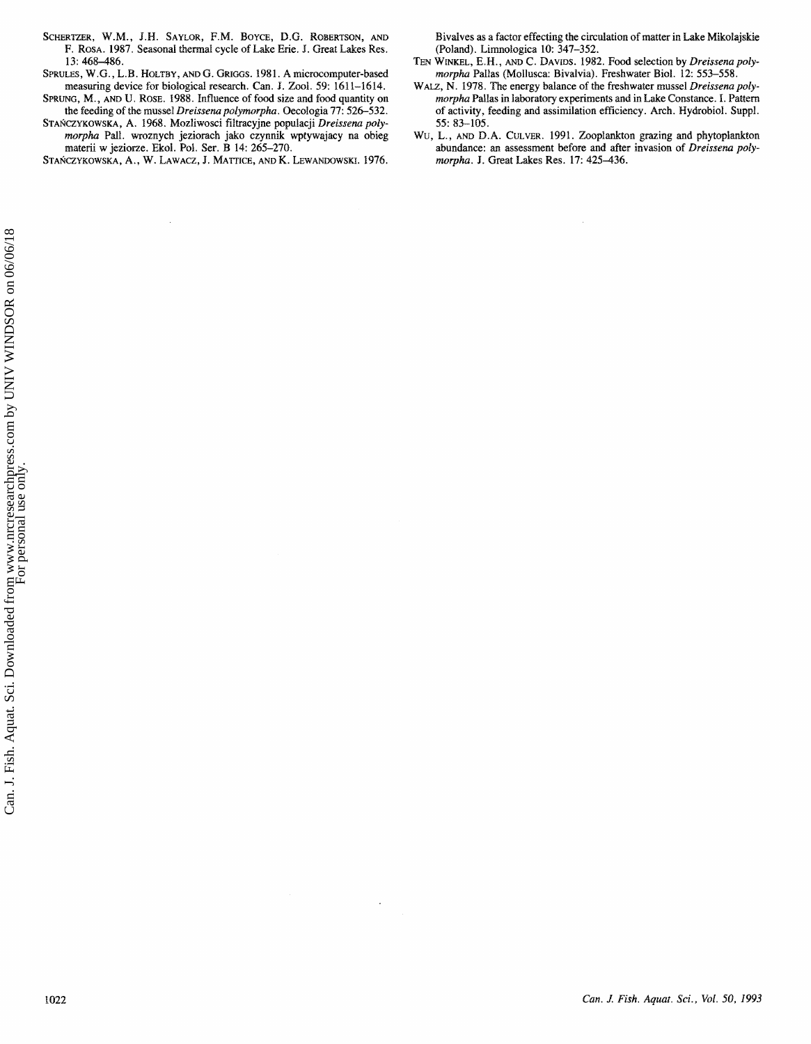Schertzer, W.M., J.H. Saylor, F.M. Boyce, D.G. Robertson, and F. Rosa. 1987. Seasonal thermal cycle of Lake Erie. J. Great Lakes Res. 13: 468–486.

Sprules, W.G., L.B. Holtby, and G. Griggs. 1981. A microcomputer-based measuring device for biological research. Can. J. Zool. 59: 1611–1614.

Sprung, M., and U. Rose. 1988. Influence of food size and food quantity on the feeding of the mussel *Dreissena polymorpha*. Oecologia 77: 526–532.

Stańczykowska, A. 1968. Mozliwosci filtracyjne populacji *Dreissena polymorpha* Pall. wroznych jeziorach jako czynnik wptywajacy na obieg materii w jeziorze. Ekol. Pol. Ser. B 14: 265–270.

Stańczykowska, A., W. Lawacz, J. Mattice, and K. Lewandowski. 1976. Bivalves as a factor effecting the circulation of matter in Lake Mikolajskie (Poland). Limnologica 10: 347–352.

Ten Winkel, E.H., and C. Davids. 1982. Food selection by *Dreissena polymorpha* Pallas (Mollusca: Bivalvia). Freshwater Biol. 12: 553–558.

Walz, N. 1978. The energy balance of the freshwater mussel *Dreissena polymorpha* Pallas in laboratory experiments and in Lake Constance. I. Pattern of activity, feeding and assimilation efficiency. Arch. Hydrobiol. Suppl. 55: 83–105.

Wu, L., and D.A. Culver. 1991. Zooplankton grazing and phytoplankton abundance: an assessment before and after invasion of *Dreissena polymorpha*. J. Great Lakes Res. 17: 425–436.